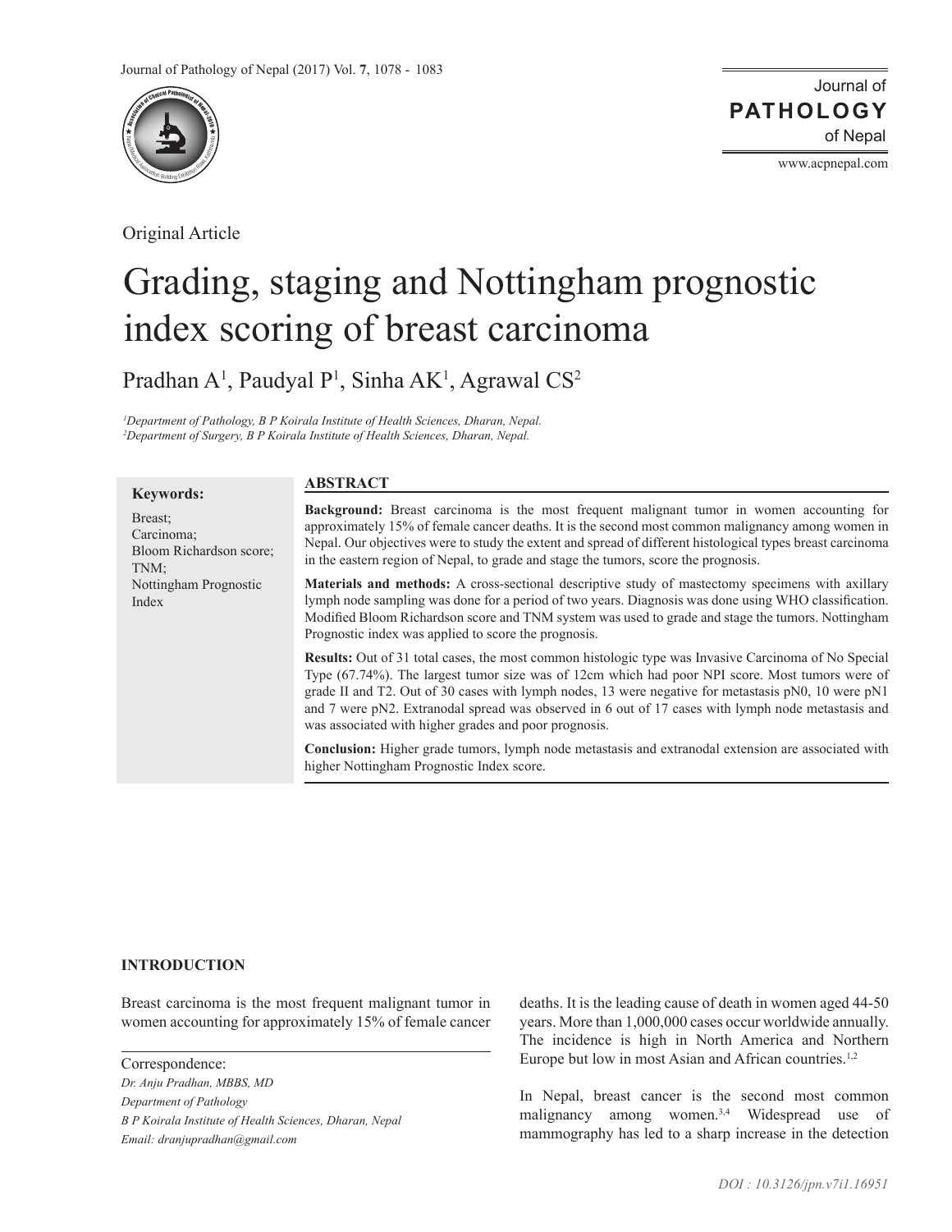Original Article

# Grading, staging and Nottingham prognostic index scoring of breast carcinoma

Pradhan A[1], Paudyal P[1], Sinha AK[1], Agrawal CS[2]

*[1]Department of Pathology, B P Koirala Institute of Health Sciences, Dharan, Nepal.*
*[2]Department of Surgery, B P Koirala Institute of Health Sciences, Dharan, Nepal.*

**Keywords:**

Breast;
Carcinoma;
Bloom Richardson score;
TNM;
Nottingham Prognostic Index

## ABSTRACT

**Background:** Breast carcinoma is the most frequent malignant tumor in women accounting for approximately 15% of female cancer deaths. It is the second most common malignancy among women in Nepal. Our objectives were to study the extent and spread of different histological types breast carcinoma in the eastern region of Nepal, to grade and stage the tumors, score the prognosis.

**Materials and methods:** A cross-sectional descriptive study of mastectomy specimens with axillary lymph node sampling was done for a period of two years. Diagnosis was done using WHO classification. Modified Bloom Richardson score and TNM system was used to grade and stage the tumors. Nottingham Prognostic index was applied to score the prognosis.

**Results:** Out of 31 total cases, the most common histologic type was Invasive Carcinoma of No Special Type (67.74%). The largest tumor size was of 12cm which had poor NPI score. Most tumors were of grade II and T2. Out of 30 cases with lymph nodes, 13 were negative for metastasis pN0, 10 were pN1 and 7 were pN2. Extranodal spread was observed in 6 out of 17 cases with lymph node metastasis and was associated with higher grades and poor prognosis.

**Conclusion:** Higher grade tumors, lymph node metastasis and extranodal extension are associated with higher Nottingham Prognostic Index score.

## INTRODUCTION

Breast carcinoma is the most frequent malignant tumor in women accounting for approximately 15% of female cancer deaths. It is the leading cause of death in women aged 44-50 years. More than 1,000,000 cases occur worldwide annually. The incidence is high in North America and Northern Europe but low in most Asian and African countries.[1,2]

In Nepal, breast cancer is the second most common malignancy among women.[3,4] Widespread use of mammography has led to a sharp increase in the detection

Correspondence:
*Dr. Anju Pradhan, MBBS, MD*
*Department of Pathology*
*B P Koirala Institute of Health Sciences, Dharan, Nepal*
*Email: dranjupradhan@gmail.com*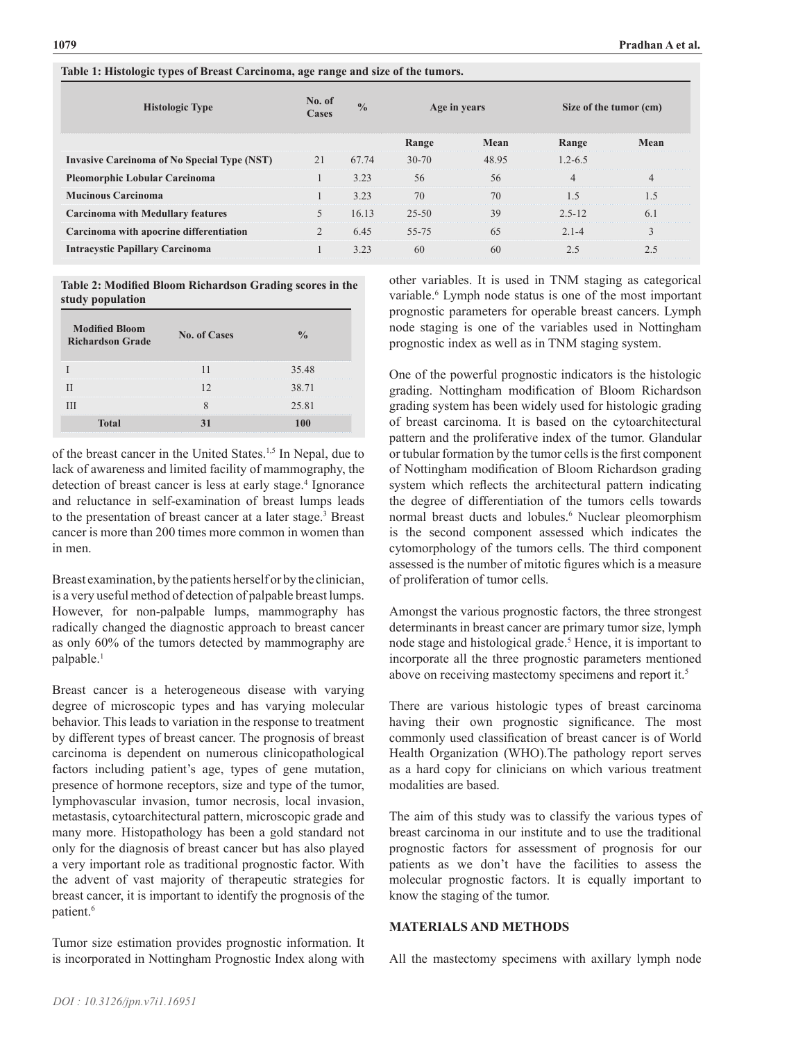**Table 1: Histologic types of Breast Carcinoma, age range and size of the tumors.**

| Histologic Type | No. of Cases | % | Age in years | | Size of the tumor (cm) | |
|---|---|---|---|---|---|---|
| | | | Range | Mean | Range | Mean |
| **Invasive Carcinoma of No Special Type (NST)** | 21 | 67.74 | 30-70 | 48.95 | 1.2-6.5 | |
| **Pleomorphic Lobular Carcinoma** | 1 | 3.23 | 56 | 56 | 4 | 4 |
| **Mucinous Carcinoma** | 1 | 3.23 | 70 | 70 | 1.5 | 1.5 |
| **Carcinoma with Medullary features** | 5 | 16.13 | 25-50 | 39 | 2.5-12 | 6.1 |
| **Carcinoma with apocrine differentiation** | 2 | 6.45 | 55-75 | 65 | 2.1-4 | 3 |
| **Intracystic Papillary Carcinoma** | 1 | 3.23 | 60 | 60 | 2.5 | 2.5 |

**Table 2: Modified Bloom Richardson Grading scores in the study population**

| Modified Bloom Richardson Grade | No. of Cases | % |
|---|---|---|
| I | 11 | 35.48 |
| II | 12 | 38.71 |
| III | 8 | 25.81 |
| **Total** | **31** | **100** |

of the breast cancer in the United States.[1,5] In Nepal, due to lack of awareness and limited facility of mammography, the detection of breast cancer is less at early stage.[4] Ignorance and reluctance in self-examination of breast lumps leads to the presentation of breast cancer at a later stage.[3] Breast cancer is more than 200 times more common in women than in men.

Breast examination, by the patients herself or by the clinician, is a very useful method of detection of palpable breast lumps. However, for non-palpable lumps, mammography has radically changed the diagnostic approach to breast cancer as only 60% of the tumors detected by mammography are palpable.[1]

Breast cancer is a heterogeneous disease with varying degree of microscopic types and has varying molecular behavior. This leads to variation in the response to treatment by different types of breast cancer. The prognosis of breast carcinoma is dependent on numerous clinicopathological factors including patient's age, types of gene mutation, presence of hormone receptors, size and type of the tumor, lymphovascular invasion, tumor necrosis, local invasion, metastasis, cytoarchitectural pattern, microscopic grade and many more. Histopathology has been a gold standard not only for the diagnosis of breast cancer but has also played a very important role as traditional prognostic factor. With the advent of vast majority of therapeutic strategies for breast cancer, it is important to identify the prognosis of the patient.[6]

Tumor size estimation provides prognostic information. It is incorporated in Nottingham Prognostic Index along with other variables. It is used in TNM staging as categorical variable.[6] Lymph node status is one of the most important prognostic parameters for operable breast cancers. Lymph node staging is one of the variables used in Nottingham prognostic index as well as in TNM staging system.

One of the powerful prognostic indicators is the histologic grading. Nottingham modification of Bloom Richardson grading system has been widely used for histologic grading of breast carcinoma. It is based on the cytoarchitectural pattern and the proliferative index of the tumor. Glandular or tubular formation by the tumor cells is the first component of Nottingham modification of Bloom Richardson grading system which reflects the architectural pattern indicating the degree of differentiation of the tumors cells towards normal breast ducts and lobules.[6] Nuclear pleomorphism is the second component assessed which indicates the cytomorphology of the tumors cells. The third component assessed is the number of mitotic figures which is a measure of proliferation of tumor cells.

Amongst the various prognostic factors, the three strongest determinants in breast cancer are primary tumor size, lymph node stage and histological grade.[5] Hence, it is important to incorporate all the three prognostic parameters mentioned above on receiving mastectomy specimens and report it.[5]

There are various histologic types of breast carcinoma having their own prognostic significance. The most commonly used classification of breast cancer is of World Health Organization (WHO).The pathology report serves as a hard copy for clinicians on which various treatment modalities are based.

The aim of this study was to classify the various types of breast carcinoma in our institute and to use the traditional prognostic factors for assessment of prognosis for our patients as we don't have the facilities to assess the molecular prognostic factors. It is equally important to know the staging of the tumor.

## MATERIALS AND METHODS

All the mastectomy specimens with axillary lymph node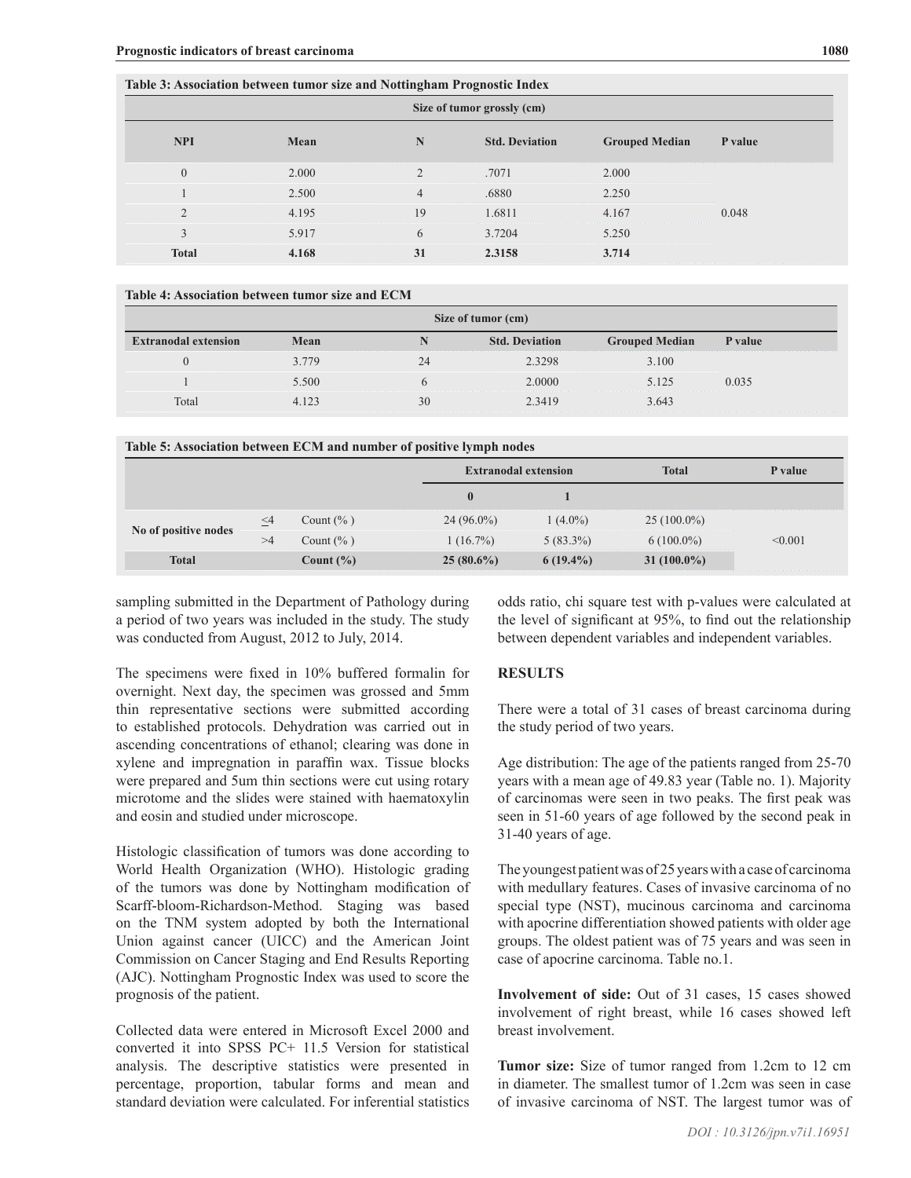**Table 3: Association between tumor size and Nottingham Prognostic Index**

| | Size of tumor grossly (cm) | | | | |
|---|---|---|---|---|---|
| **NPI** | **Mean** | **N** | **Std. Deviation** | **Grouped Median** | **P value** |
| 0 | 2.000 | 2 | .7071 | 2.000 | |
| 1 | 2.500 | 4 | .6880 | 2.250 | |
| 2 | 4.195 | 19 | 1.6811 | 4.167 | 0.048 |
| 3 | 5.917 | 6 | 3.7204 | 5.250 | |
| **Total** | **4.168** | **31** | **2.3158** | **3.714** | |

**Table 4: Association between tumor size and ECM**

| | Size of tumor (cm) | | | | |
|---|---|---|---|---|---|
| **Extranodal extension** | **Mean** | **N** | **Std. Deviation** | **Grouped Median** | **P value** |
| 0 | 3.779 | 24 | 2.3298 | 3.100 | |
| 1 | 5.500 | 6 | 2.0000 | 5.125 | 0.035 |
| Total | 4.123 | 30 | 2.3419 | 3.643 | |

**Table 5: Association between ECM and number of positive lymph nodes**

| | | | Extranodal extension | | Total | P value |
|---|---|---|---|---|---|---|
| | | | **0** | **1** | | |
| No of positive nodes | ≤4 | Count (% ) | 24 (96.0%) | 1 (4.0%) | 25 (100.0%) | |
| | >4 | Count (% ) | 1 (16.7%) | 5 (83.3%) | 6 (100.0%) | <0.001 |
| **Total** | | **Count (%)** | **25 (80.6%)** | **6 (19.4%)** | **31 (100.0%)** | |

sampling submitted in the Department of Pathology during a period of two years was included in the study. The study was conducted from August, 2012 to July, 2014.

The specimens were fixed in 10% buffered formalin for overnight. Next day, the specimen was grossed and 5mm thin representative sections were submitted according to established protocols. Dehydration was carried out in ascending concentrations of ethanol; clearing was done in xylene and impregnation in paraffin wax. Tissue blocks were prepared and 5um thin sections were cut using rotary microtome and the slides were stained with haematoxylin and eosin and studied under microscope.

Histologic classification of tumors was done according to World Health Organization (WHO). Histologic grading of the tumors was done by Nottingham modification of Scarff-bloom-Richardson-Method. Staging was based on the TNM system adopted by both the International Union against cancer (UICC) and the American Joint Commission on Cancer Staging and End Results Reporting (AJC). Nottingham Prognostic Index was used to score the prognosis of the patient.

Collected data were entered in Microsoft Excel 2000 and converted it into SPSS PC+ 11.5 Version for statistical analysis. The descriptive statistics were presented in percentage, proportion, tabular forms and mean and standard deviation were calculated. For inferential statistics odds ratio, chi square test with p-values were calculated at the level of significant at 95%, to find out the relationship between dependent variables and independent variables.

## RESULTS

There were a total of 31 cases of breast carcinoma during the study period of two years.

Age distribution: The age of the patients ranged from 25-70 years with a mean age of 49.83 year (Table no. 1). Majority of carcinomas were seen in two peaks. The first peak was seen in 51-60 years of age followed by the second peak in 31-40 years of age.

The youngest patient was of 25 years with a case of carcinoma with medullary features. Cases of invasive carcinoma of no special type (NST), mucinous carcinoma and carcinoma with apocrine differentiation showed patients with older age groups. The oldest patient was of 75 years and was seen in case of apocrine carcinoma. Table no.1.

**Involvement of side:** Out of 31 cases, 15 cases showed involvement of right breast, while 16 cases showed left breast involvement.

**Tumor size:** Size of tumor ranged from 1.2cm to 12 cm in diameter. The smallest tumor of 1.2cm was seen in case of invasive carcinoma of NST. The largest tumor was of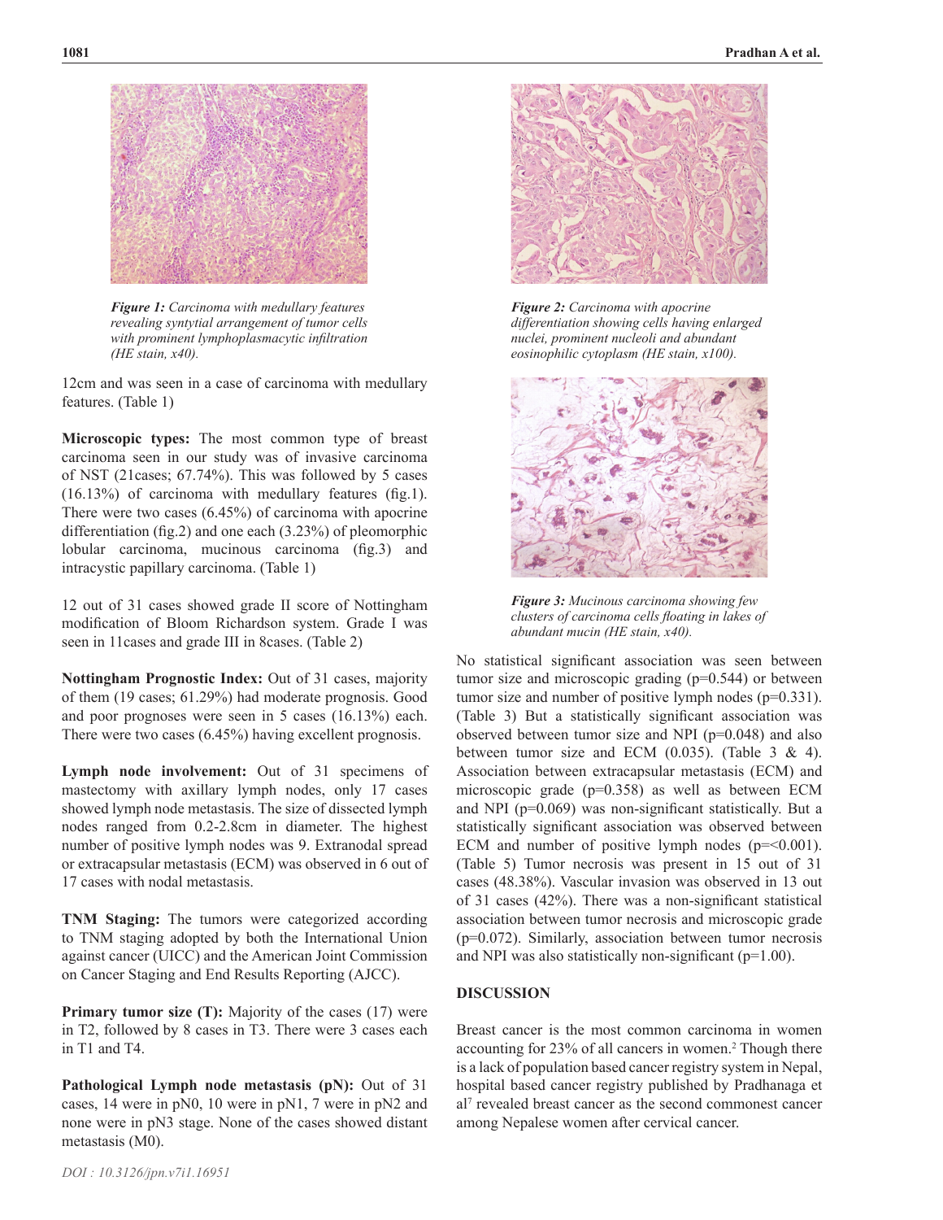*Figure 1: Carcinoma with medullary features revealing syntytial arrangement of tumor cells with prominent lymphoplasmacytic infiltration (HE stain, x40).*

12cm and was seen in a case of carcinoma with medullary features. (Table 1)

**Microscopic types:** The most common type of breast carcinoma seen in our study was of invasive carcinoma of NST (21cases; 67.74%). This was followed by 5 cases (16.13%) of carcinoma with medullary features (fig.1). There were two cases (6.45%) of carcinoma with apocrine differentiation (fig.2) and one each (3.23%) of pleomorphic lobular carcinoma, mucinous carcinoma (fig.3) and intracystic papillary carcinoma. (Table 1)

12 out of 31 cases showed grade II score of Nottingham modification of Bloom Richardson system. Grade I was seen in 11cases and grade III in 8cases. (Table 2)

**Nottingham Prognostic Index:** Out of 31 cases, majority of them (19 cases; 61.29%) had moderate prognosis. Good and poor prognoses were seen in 5 cases (16.13%) each. There were two cases (6.45%) having excellent prognosis.

**Lymph node involvement:** Out of 31 specimens of mastectomy with axillary lymph nodes, only 17 cases showed lymph node metastasis. The size of dissected lymph nodes ranged from 0.2-2.8cm in diameter. The highest number of positive lymph nodes was 9. Extranodal spread or extracapsular metastasis (ECM) was observed in 6 out of 17 cases with nodal metastasis.

**TNM Staging:** The tumors were categorized according to TNM staging adopted by both the International Union against cancer (UICC) and the American Joint Commission on Cancer Staging and End Results Reporting (AJCC).

**Primary tumor size (T):** Majority of the cases (17) were in T2, followed by 8 cases in T3. There were 3 cases each in T1 and T4.

**Pathological Lymph node metastasis (pN):** Out of 31 cases, 14 were in pN0, 10 were in pN1, 7 were in pN2 and none were in pN3 stage. None of the cases showed distant metastasis (M0).

*Figure 2: Carcinoma with apocrine differentiation showing cells having enlarged nuclei, prominent nucleoli and abundant eosinophilic cytoplasm (HE stain, x100).*

*Figure 3: Mucinous carcinoma showing few clusters of carcinoma cells floating in lakes of abundant mucin (HE stain, x40).*

No statistical significant association was seen between tumor size and microscopic grading (p=0.544) or between tumor size and number of positive lymph nodes (p=0.331). (Table 3) But a statistically significant association was observed between tumor size and NPI (p=0.048) and also between tumor size and ECM (0.035). (Table 3 & 4). Association between extracapsular metastasis (ECM) and microscopic grade (p=0.358) as well as between ECM and NPI (p=0.069) was non-significant statistically. But a statistically significant association was observed between ECM and number of positive lymph nodes (p=<0.001). (Table 5) Tumor necrosis was present in 15 out of 31 cases (48.38%). Vascular invasion was observed in 13 out of 31 cases (42%). There was a non-significant statistical association between tumor necrosis and microscopic grade (p=0.072). Similarly, association between tumor necrosis and NPI was also statistically non-significant (p=1.00).

## DISCUSSION

Breast cancer is the most common carcinoma in women accounting for 23% of all cancers in women.[2] Though there is a lack of population based cancer registry system in Nepal, hospital based cancer registry published by Pradhanaga et al[7] revealed breast cancer as the second commonest cancer among Nepalese women after cervical cancer.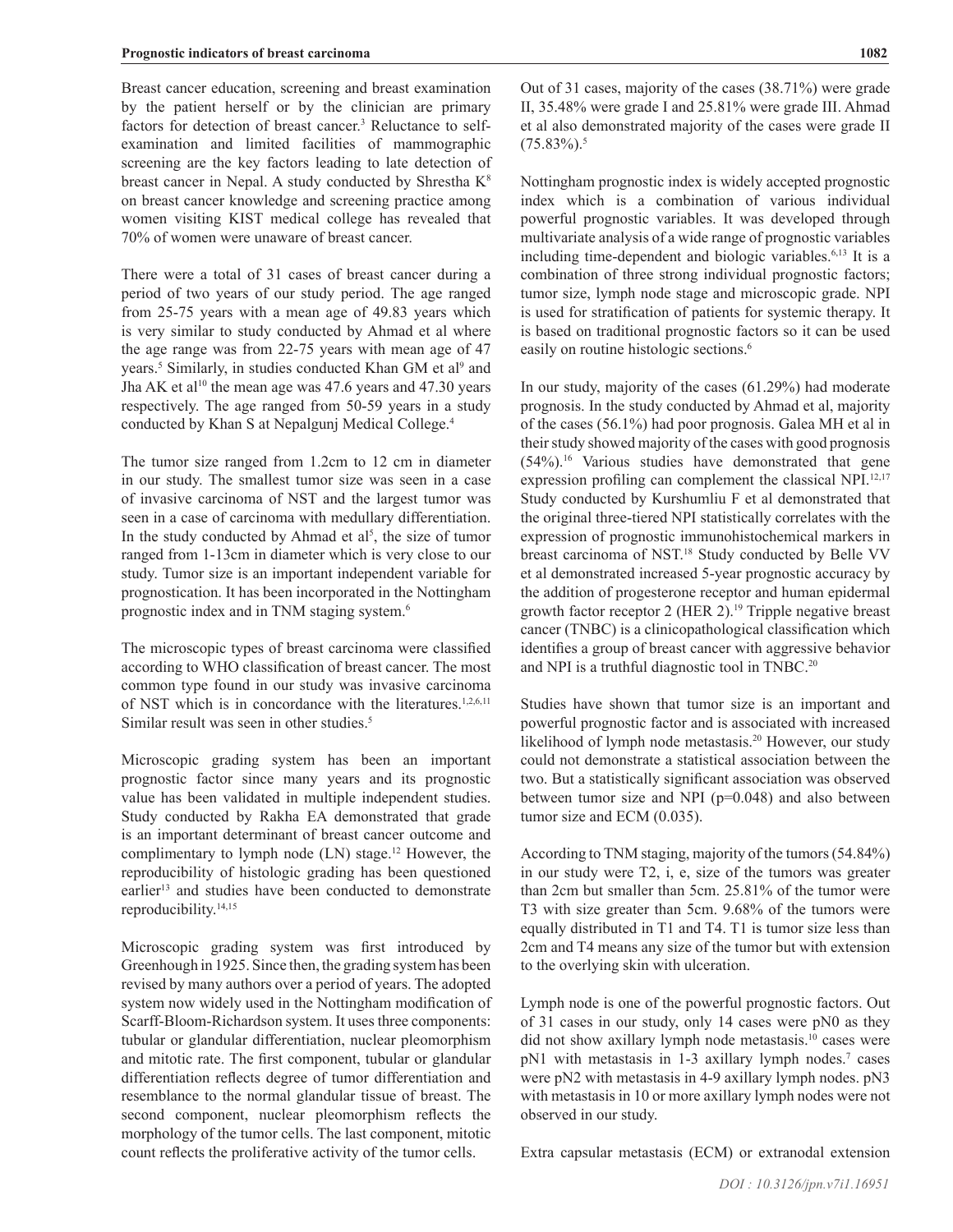Breast cancer education, screening and breast examination by the patient herself or by the clinician are primary factors for detection of breast cancer.[3] Reluctance to self-examination and limited facilities of mammographic screening are the key factors leading to late detection of breast cancer in Nepal. A study conducted by Shrestha K[8] on breast cancer knowledge and screening practice among women visiting KIST medical college has revealed that 70% of women were unaware of breast cancer.

There were a total of 31 cases of breast cancer during a period of two years of our study period. The age ranged from 25-75 years with a mean age of 49.83 years which is very similar to study conducted by Ahmad et al where the age range was from 22-75 years with mean age of 47 years.[5] Similarly, in studies conducted Khan GM et al[9] and Jha AK et al[10] the mean age was 47.6 years and 47.30 years respectively. The age ranged from 50-59 years in a study conducted by Khan S at Nepalgunj Medical College.[4]

The tumor size ranged from 1.2cm to 12 cm in diameter in our study. The smallest tumor size was seen in a case of invasive carcinoma of NST and the largest tumor was seen in a case of carcinoma with medullary differentiation. In the study conducted by Ahmad et al[5], the size of tumor ranged from 1-13cm in diameter which is very close to our study. Tumor size is an important independent variable for prognostication. It has been incorporated in the Nottingham prognostic index and in TNM staging system.[6]

The microscopic types of breast carcinoma were classified according to WHO classification of breast cancer. The most common type found in our study was invasive carcinoma of NST which is in concordance with the literatures.[1,2,6,11] Similar result was seen in other studies.[5]

Microscopic grading system has been an important prognostic factor since many years and its prognostic value has been validated in multiple independent studies. Study conducted by Rakha EA demonstrated that grade is an important determinant of breast cancer outcome and complimentary to lymph node (LN) stage.[12] However, the reproducibility of histologic grading has been questioned earlier[13] and studies have been conducted to demonstrate reproducibility.[14,15]

Microscopic grading system was first introduced by Greenhough in 1925. Since then, the grading system has been revised by many authors over a period of years. The adopted system now widely used in the Nottingham modification of Scarff-Bloom-Richardson system. It uses three components: tubular or glandular differentiation, nuclear pleomorphism and mitotic rate. The first component, tubular or glandular differentiation reflects degree of tumor differentiation and resemblance to the normal glandular tissue of breast. The second component, nuclear pleomorphism reflects the morphology of the tumor cells. The last component, mitotic count reflects the proliferative activity of the tumor cells.

Out of 31 cases, majority of the cases (38.71%) were grade II, 35.48% were grade I and 25.81% were grade III. Ahmad et al also demonstrated majority of the cases were grade II (75.83%).[5]

Nottingham prognostic index is widely accepted prognostic index which is a combination of various individual powerful prognostic variables. It was developed through multivariate analysis of a wide range of prognostic variables including time-dependent and biologic variables.[6,13] It is a combination of three strong individual prognostic factors; tumor size, lymph node stage and microscopic grade. NPI is used for stratification of patients for systemic therapy. It is based on traditional prognostic factors so it can be used easily on routine histologic sections.[6]

In our study, majority of the cases (61.29%) had moderate prognosis. In the study conducted by Ahmad et al, majority of the cases (56.1%) had poor prognosis. Galea MH et al in their study showed majority of the cases with good prognosis (54%).[16] Various studies have demonstrated that gene expression profiling can complement the classical NPI.[12,17] Study conducted by Kurshumliu F et al demonstrated that the original three-tiered NPI statistically correlates with the expression of prognostic immunohistochemical markers in breast carcinoma of NST.[18] Study conducted by Belle VV et al demonstrated increased 5-year prognostic accuracy by the addition of progesterone receptor and human epidermal growth factor receptor 2 (HER 2).[19] Tripple negative breast cancer (TNBC) is a clinicopathological classification which identifies a group of breast cancer with aggressive behavior and NPI is a truthful diagnostic tool in TNBC.[20]

Studies have shown that tumor size is an important and powerful prognostic factor and is associated with increased likelihood of lymph node metastasis.[20] However, our study could not demonstrate a statistical association between the two. But a statistically significant association was observed between tumor size and NPI (p=0.048) and also between tumor size and ECM (0.035).

According to TNM staging, majority of the tumors (54.84%) in our study were T2, i, e, size of the tumors was greater than 2cm but smaller than 5cm. 25.81% of the tumor were T3 with size greater than 5cm. 9.68% of the tumors were equally distributed in T1 and T4. T1 is tumor size less than 2cm and T4 means any size of the tumor but with extension to the overlying skin with ulceration.

Lymph node is one of the powerful prognostic factors. Out of 31 cases in our study, only 14 cases were pN0 as they did not show axillary lymph node metastasis.[10] cases were pN1 with metastasis in 1-3 axillary lymph nodes.[7] cases were pN2 with metastasis in 4-9 axillary lymph nodes. pN3 with metastasis in 10 or more axillary lymph nodes were not observed in our study.

Extra capsular metastasis (ECM) or extranodal extension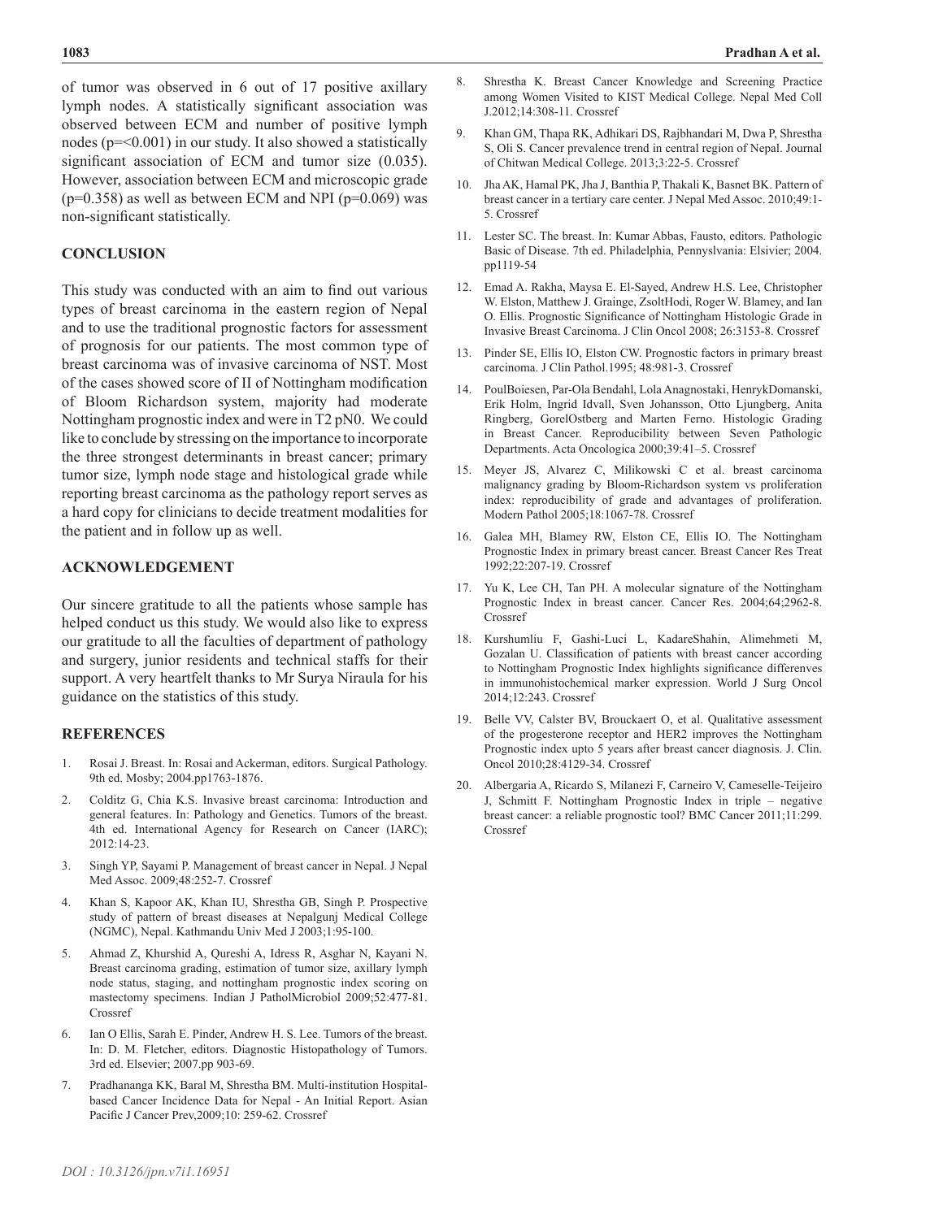of tumor was observed in 6 out of 17 positive axillary lymph nodes. A statistically significant association was observed between ECM and number of positive lymph nodes ($p=<0.001$) in our study. It also showed a statistically significant association of ECM and tumor size (0.035). However, association between ECM and microscopic grade ($p=0.358$) as well as between ECM and NPI ($p=0.069$) was non-significant statistically.

## CONCLUSION

This study was conducted with an aim to find out various types of breast carcinoma in the eastern region of Nepal and to use the traditional prognostic factors for assessment of prognosis for our patients. The most common type of breast carcinoma was of invasive carcinoma of NST. Most of the cases showed score of II of Nottingham modification of Bloom Richardson system, majority had moderate Nottingham prognostic index and were in T2 pN0. We could like to conclude by stressing on the importance to incorporate the three strongest determinants in breast cancer; primary tumor size, lymph node stage and histological grade while reporting breast carcinoma as the pathology report serves as a hard copy for clinicians to decide treatment modalities for the patient and in follow up as well.

## ACKNOWLEDGEMENT

Our sincere gratitude to all the patients whose sample has helped conduct us this study. We would also like to express our gratitude to all the faculties of department of pathology and surgery, junior residents and technical staffs for their support. A very heartfelt thanks to Mr Surya Niraula for his guidance on the statistics of this study.

## REFERENCES

1. Rosai J. Breast. In: Rosai and Ackerman, editors. Surgical Pathology. 9th ed. Mosby; 2004.pp1763-1876.
2. Colditz G, Chia K.S. Invasive breast carcinoma: Introduction and general features. In: Pathology and Genetics. Tumors of the breast. 4th ed. International Agency for Research on Cancer (IARC); 2012:14-23.
3. Singh YP, Sayami P. Management of breast cancer in Nepal. J Nepal Med Assoc. 2009;48:252-7. Crossref
4. Khan S, Kapoor AK, Khan IU, Shrestha GB, Singh P. Prospective study of pattern of breast diseases at Nepalgunj Medical College (NGMC), Nepal. Kathmandu Univ Med J 2003;1:95-100.
5. Ahmad Z, Khurshid A, Qureshi A, Idress R, Asghar N, Kayani N. Breast carcinoma grading, estimation of tumor size, axillary lymph node status, staging, and nottingham prognostic index scoring on mastectomy specimens. Indian J PatholMicrobiol 2009;52:477-81. Crossref
6. Ian O Ellis, Sarah E. Pinder, Andrew H. S. Lee. Tumors of the breast. In: D. M. Fletcher, editors. Diagnostic Histopathology of Tumors. 3rd ed. Elsevier; 2007.pp 903-69.
7. Pradhananga KK, Baral M, Shrestha BM. Multi-institution Hospital-based Cancer Incidence Data for Nepal - An Initial Report. Asian Pacific J Cancer Prev,2009;10: 259-62. Crossref
8. Shrestha K. Breast Cancer Knowledge and Screening Practice among Women Visited to KIST Medical College. Nepal Med Coll J.2012;14:308-11. Crossref
9. Khan GM, Thapa RK, Adhikari DS, Rajbhandari M, Dwa P, Shrestha S, Oli S. Cancer prevalence trend in central region of Nepal. Journal of Chitwan Medical College. 2013;3:22-5. Crossref
10. Jha AK, Hamal PK, Jha J, Banthia P, Thakali K, Basnet BK. Pattern of breast cancer in a tertiary care center. J Nepal Med Assoc. 2010;49:1-5. Crossref
11. Lester SC. The breast. In: Kumar Abbas, Fausto, editors. Pathologic Basic of Disease. 7th ed. Philadelphia, Pennyslvania: Elsivier; 2004. pp1119-54
12. Emad A. Rakha, Maysa E. El-Sayed, Andrew H.S. Lee, Christopher W. Elston, Matthew J. Grainge, ZsoltHodi, Roger W. Blamey, and Ian O. Ellis. Prognostic Significance of Nottingham Histologic Grade in Invasive Breast Carcinoma. J Clin Oncol 2008; 26:3153-8. Crossref
13. Pinder SE, Ellis IO, Elston CW. Prognostic factors in primary breast carcinoma. J Clin Pathol.1995; 48:981-3. Crossref
14. PoulBoiesen, Par-Ola Bendahl, Lola Anagnostaki, HenrykDomanski, Erik Holm, Ingrid Idvall, Sven Johansson, Otto Ljungberg, Anita Ringberg, GorelOstberg and Marten Ferno. Histologic Grading in Breast Cancer. Reproducibility between Seven Pathologic Departments. Acta Oncologica 2000;39:41–5. Crossref
15. Meyer JS, Alvarez C, Milikowski C et al. breast carcinoma malignancy grading by Bloom-Richardson system vs proliferation index: reproducibility of grade and advantages of proliferation. Modern Pathol 2005;18:1067-78. Crossref
16. Galea MH, Blamey RW, Elston CE, Ellis IO. The Nottingham Prognostic Index in primary breast cancer. Breast Cancer Res Treat 1992;22:207-19. Crossref
17. Yu K, Lee CH, Tan PH. A molecular signature of the Nottingham Prognostic Index in breast cancer. Cancer Res. 2004;64;2962-8. Crossref
18. Kurshumliu F, Gashi-Luci L, KadareShahin, Alimehmeti M, Gozalan U. Classification of patients with breast cancer according to Nottingham Prognostic Index highlights significance differenves in immunohistochemical marker expression. World J Surg Oncol 2014;12:243. Crossref
19. Belle VV, Calster BV, Brouckaert O, et al. Qualitative assessment of the progesterone receptor and HER2 improves the Nottingham Prognostic index upto 5 years after breast cancer diagnosis. J. Clin. Oncol 2010;28:4129-34. Crossref
20. Albergaria A, Ricardo S, Milanezi F, Carneiro V, Cameselle-Teijeiro J, Schmitt F. Nottingham Prognostic Index in triple – negative breast cancer: a reliable prognostic tool? BMC Cancer 2011;11:299. Crossref